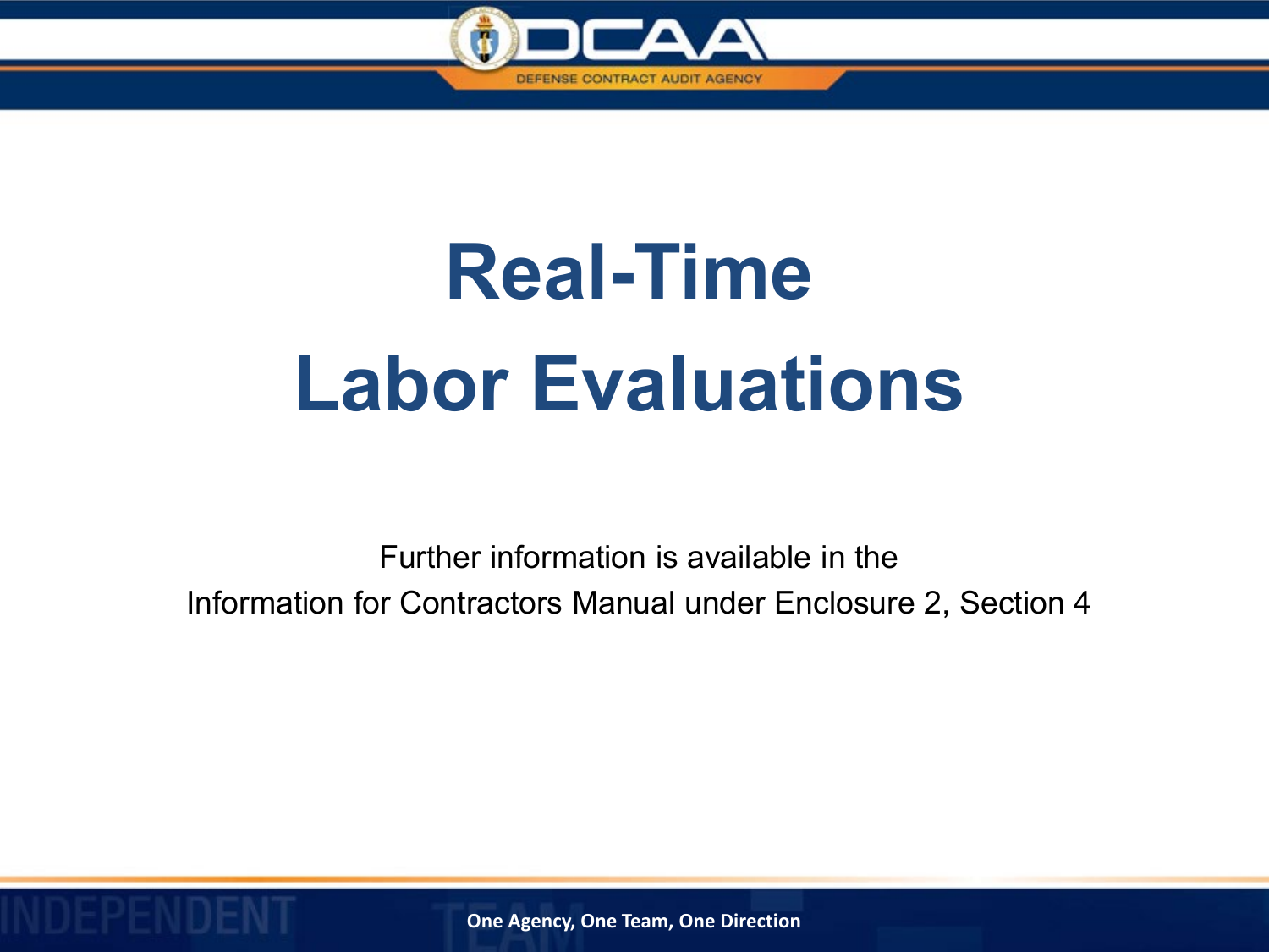# Real-Time Labor Evaluations

Further information is available in the Information for Contractors Manual under Enclosure 2, Section 4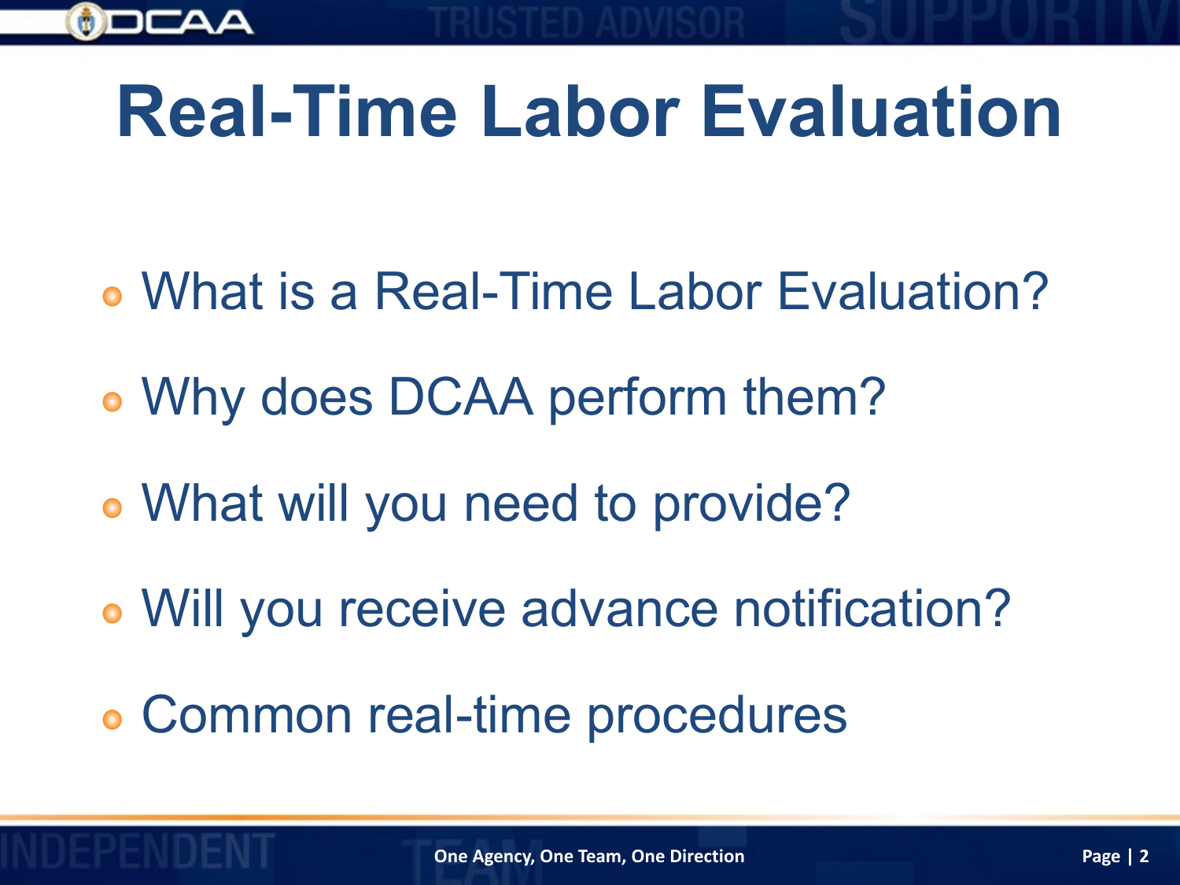# Real-Time Labor Evaluation

- What is a Real-Time Labor Evaluation?
- Why does DCAA perform them?
- What will you need to provide?
- Will you receive advance notification?
- Common real-time procedures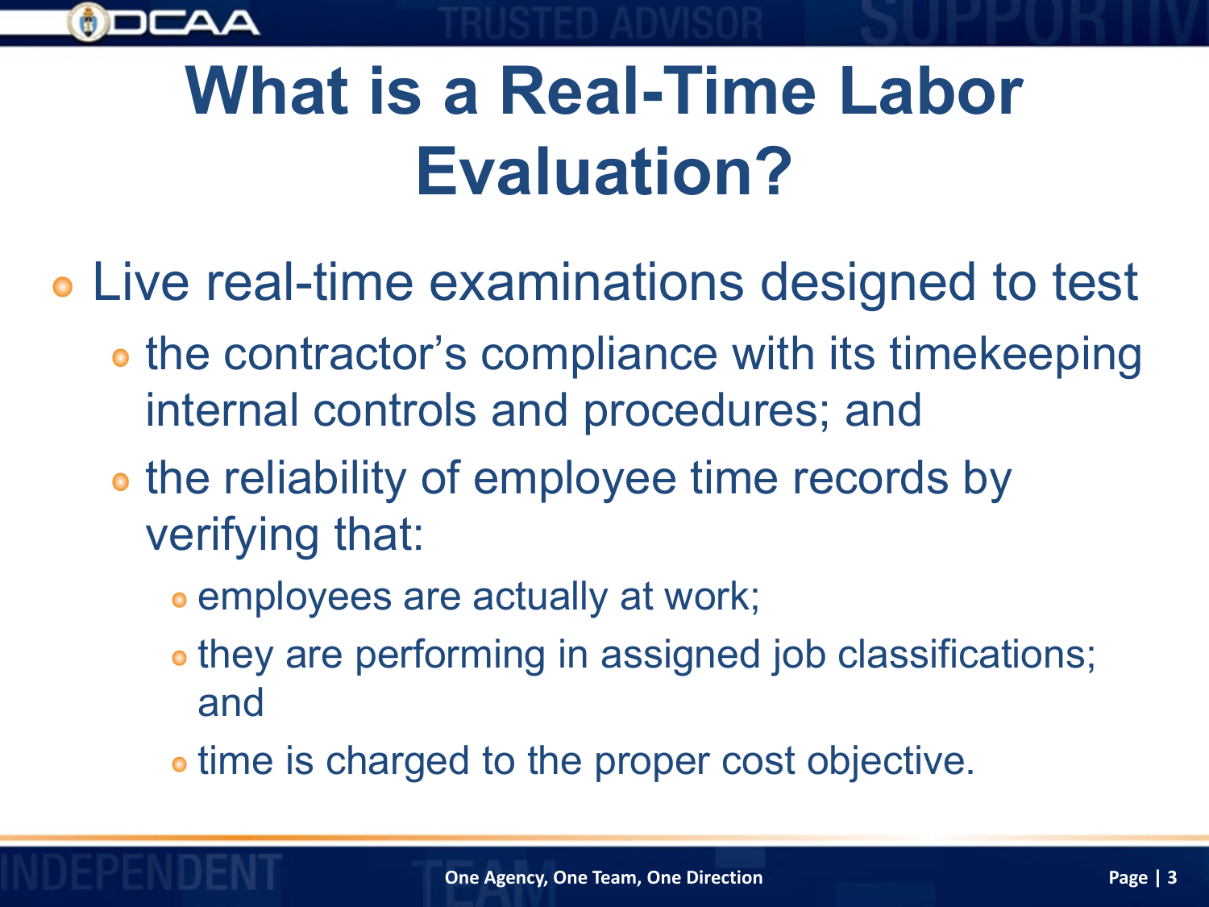# What is a Real-Time Labor Evaluation?

- Live real-time examinations designed to test
  - the contractor's compliance with its timekeeping internal controls and procedures; and
  - the reliability of employee time records by verifying that:
    - employees are actually at work;
    - they are performing in assigned job classifications; and
    - time is charged to the proper cost objective.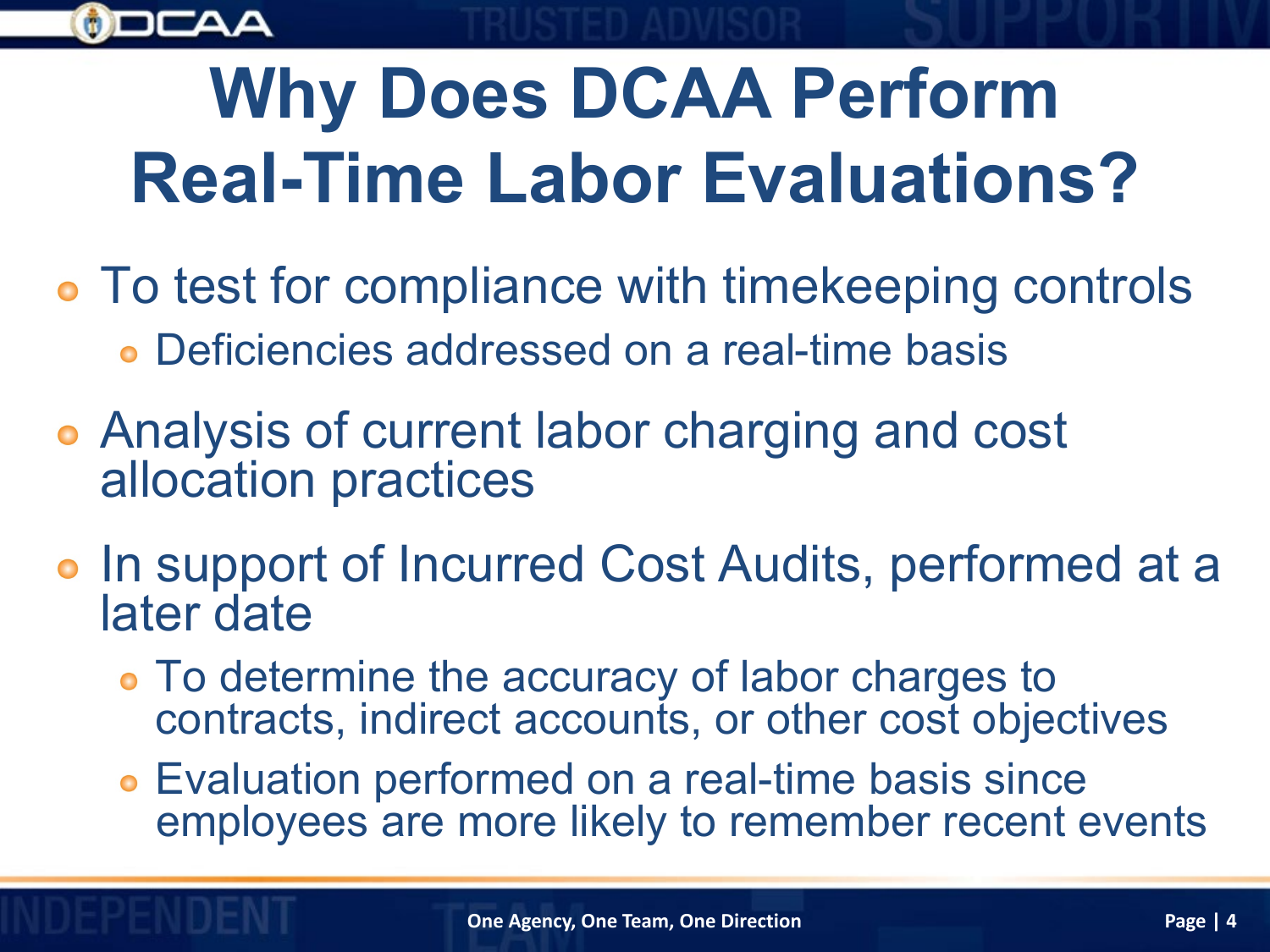# Why Does DCAA Perform Real-Time Labor Evaluations?

- To test for compliance with timekeeping controls
  - Deficiencies addressed on a real-time basis
- Analysis of current labor charging and cost allocation practices
- In support of Incurred Cost Audits, performed at a later date
  - To determine the accuracy of labor charges to contracts, indirect accounts, or other cost objectives
  - Evaluation performed on a real-time basis since employees are more likely to remember recent events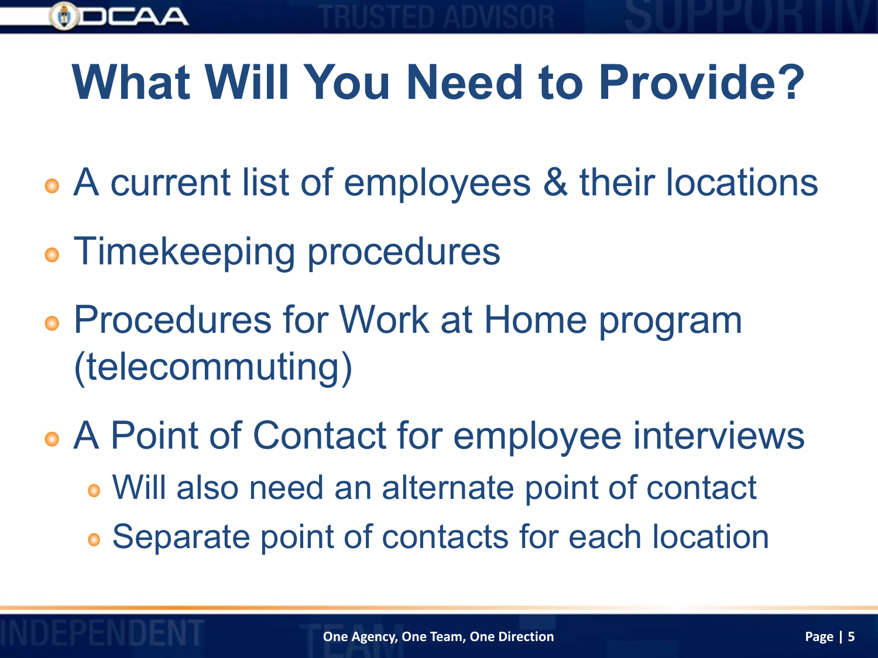# What Will You Need to Provide?

- A current list of employees & their locations
- Timekeeping procedures
- Procedures for Work at Home program (telecommuting)
- A Point of Contact for employee interviews
  - Will also need an alternate point of contact
  - Separate point of contacts for each location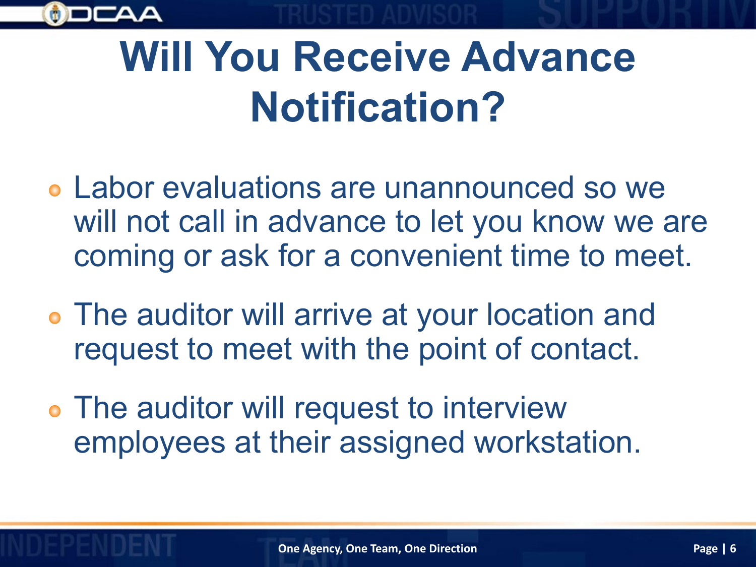# Will You Receive Advance Notification?

- Labor evaluations are unannounced so we will not call in advance to let you know we are coming or ask for a convenient time to meet.
- The auditor will arrive at your location and request to meet with the point of contact.
- The auditor will request to interview employees at their assigned workstation.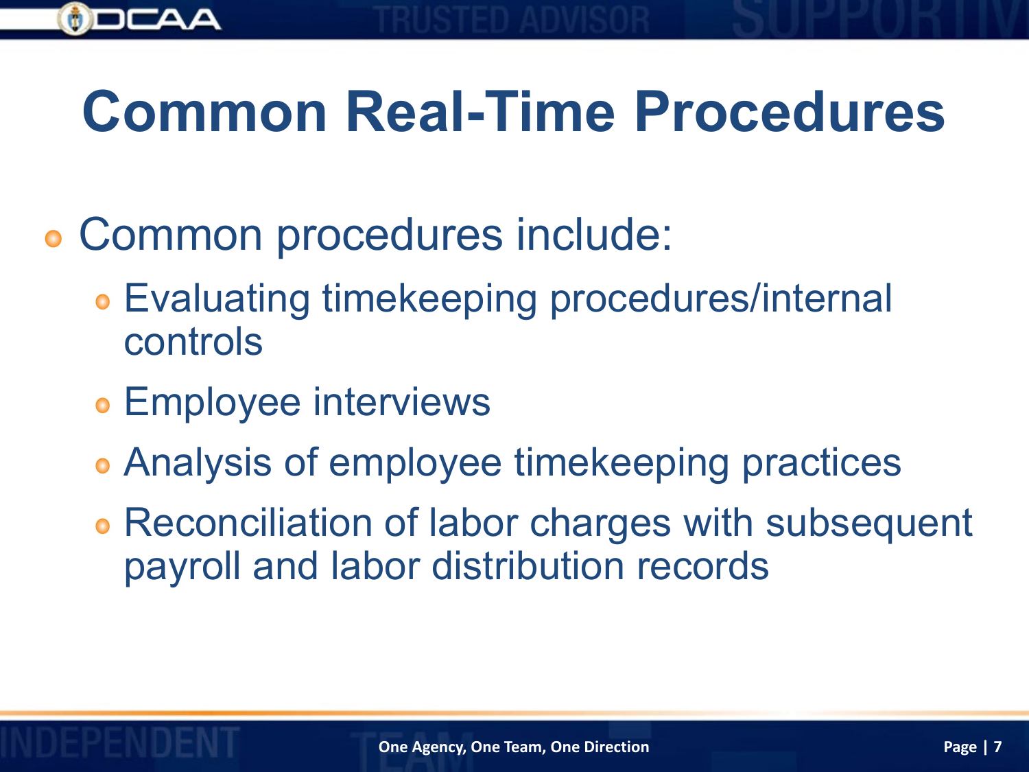# Common Real-Time Procedures

- Common procedures include:
  - Evaluating timekeeping procedures/internal controls
  - Employee interviews
  - Analysis of employee timekeeping practices
  - Reconciliation of labor charges with subsequent payroll and labor distribution records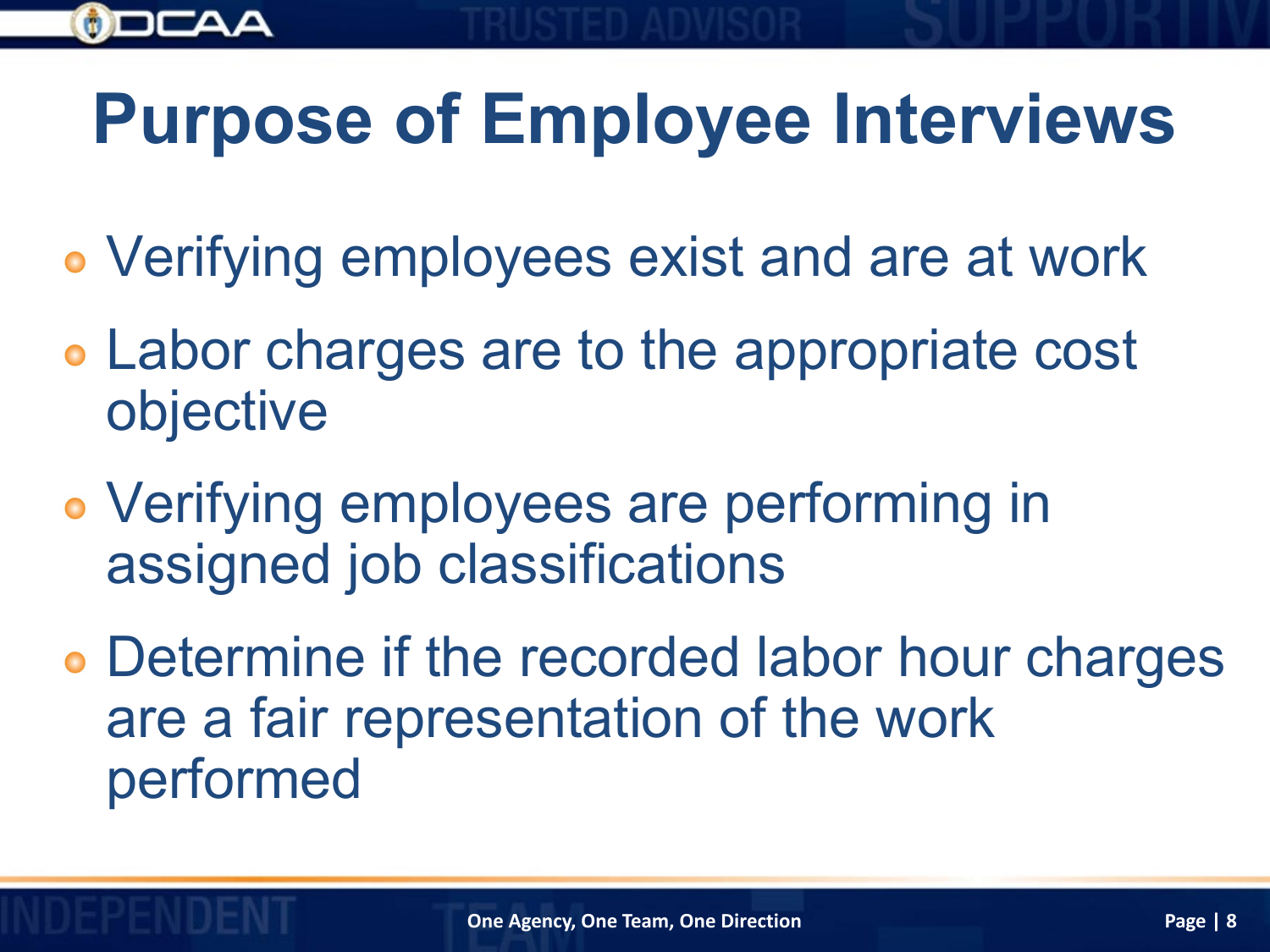# Purpose of Employee Interviews

- Verifying employees exist and are at work
- Labor charges are to the appropriate cost objective
- Verifying employees are performing in assigned job classifications
- Determine if the recorded labor hour charges are a fair representation of the work performed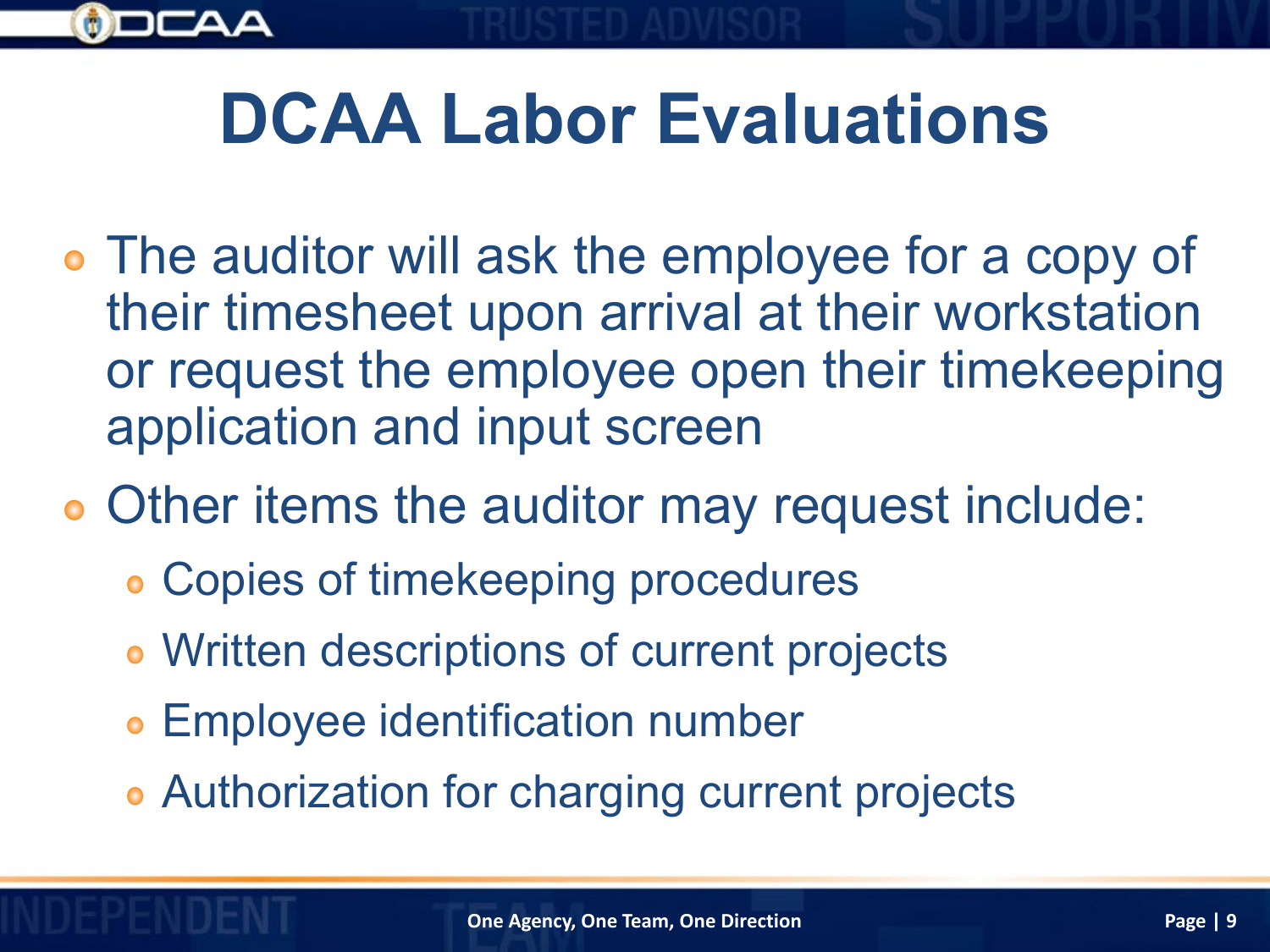# DCAA Labor Evaluations

- The auditor will ask the employee for a copy of their timesheet upon arrival at their workstation or request the employee open their timekeeping application and input screen
- Other items the auditor may request include:
  - Copies of timekeeping procedures
  - Written descriptions of current projects
  - Employee identification number
  - Authorization for charging current projects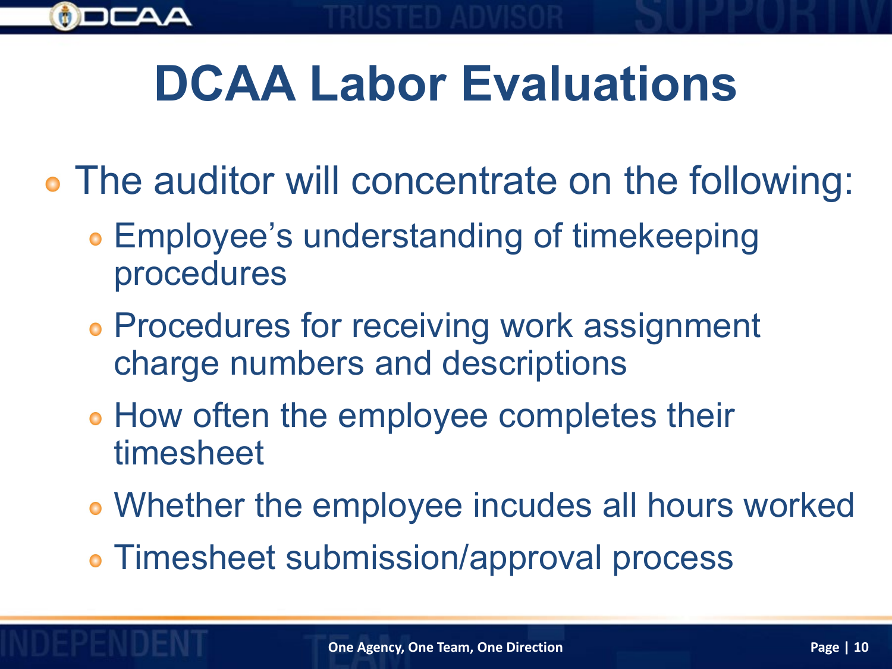# DCAA Labor Evaluations

- The auditor will concentrate on the following:
  - Employee's understanding of timekeeping procedures
  - Procedures for receiving work assignment charge numbers and descriptions
  - How often the employee completes their timesheet
  - Whether the employee incudes all hours worked
  - Timesheet submission/approval process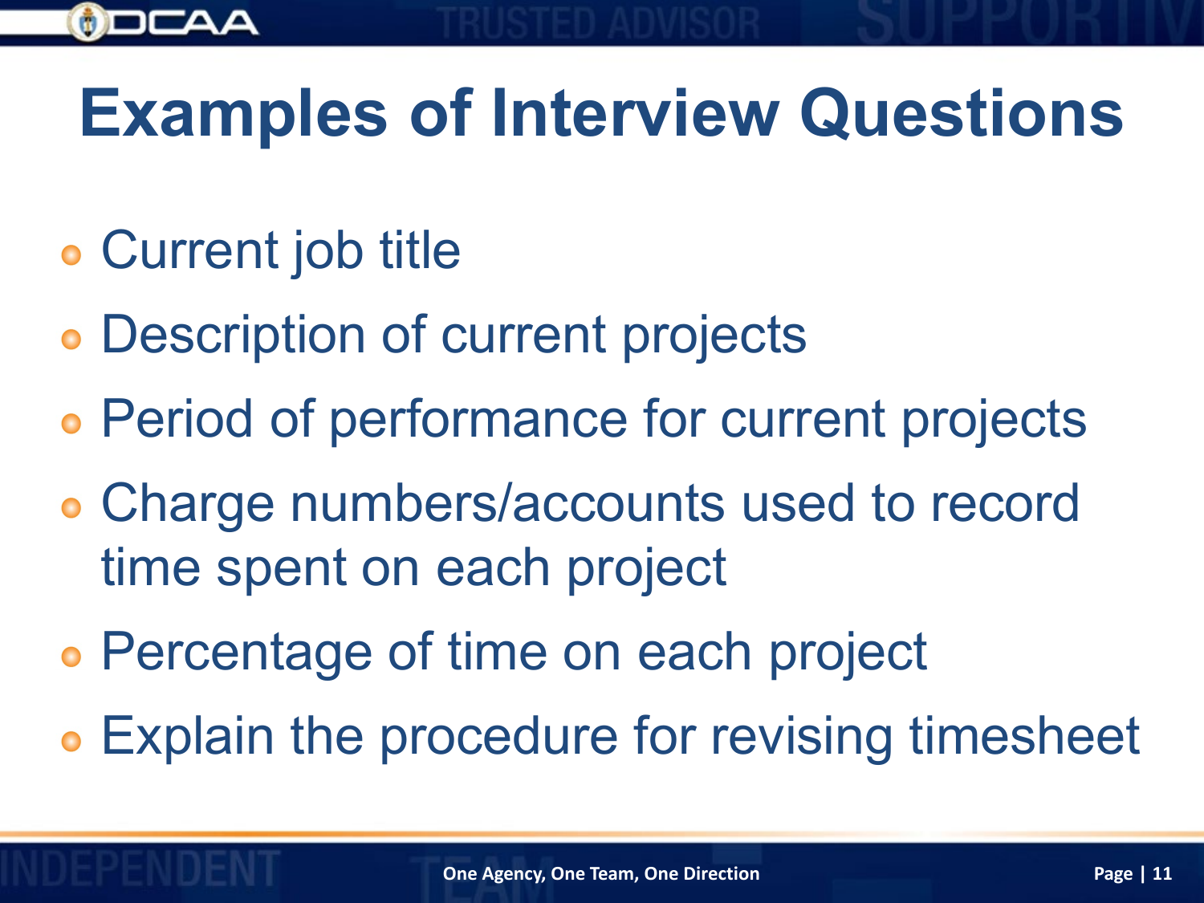# Examples of Interview Questions

- Current job title
- Description of current projects
- Period of performance for current projects
- Charge numbers/accounts used to record time spent on each project
- Percentage of time on each project
- Explain the procedure for revising timesheet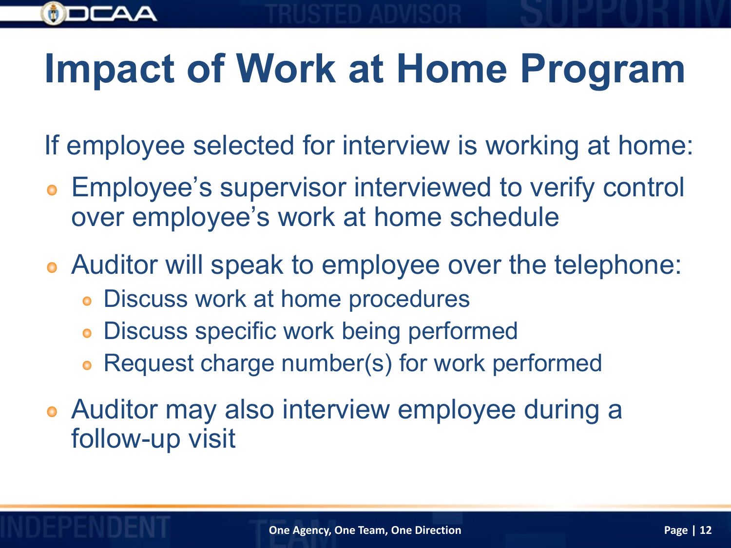# Impact of Work at Home Program

If employee selected for interview is working at home:

- Employee's supervisor interviewed to verify control over employee's work at home schedule
- Auditor will speak to employee over the telephone:
  - Discuss work at home procedures
  - Discuss specific work being performed
  - Request charge number(s) for work performed
- Auditor may also interview employee during a follow-up visit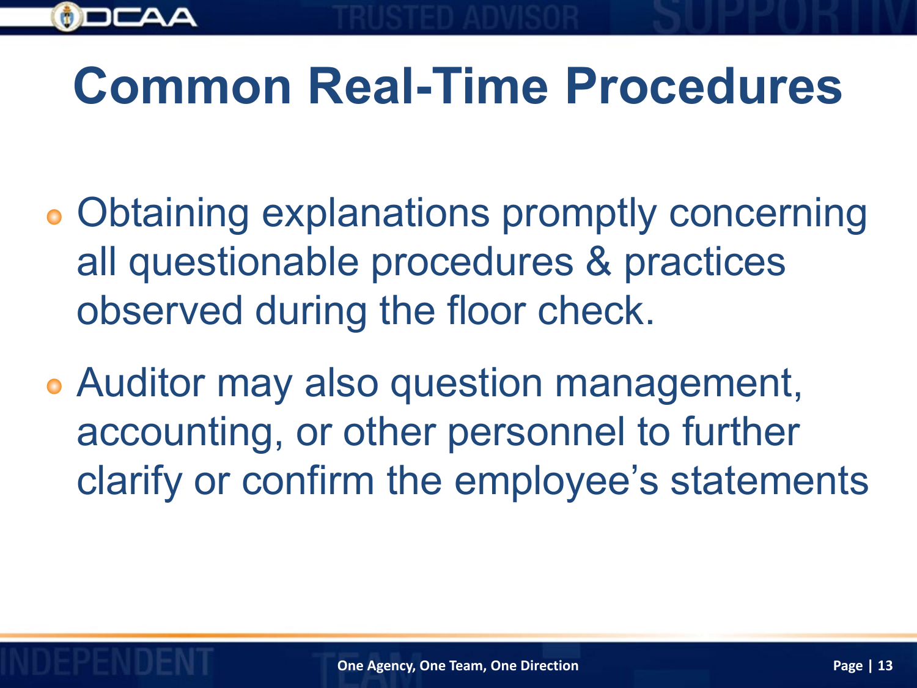# Common Real-Time Procedures

- Obtaining explanations promptly concerning all questionable procedures & practices observed during the floor check.
- Auditor may also question management, accounting, or other personnel to further clarify or confirm the employee’s statements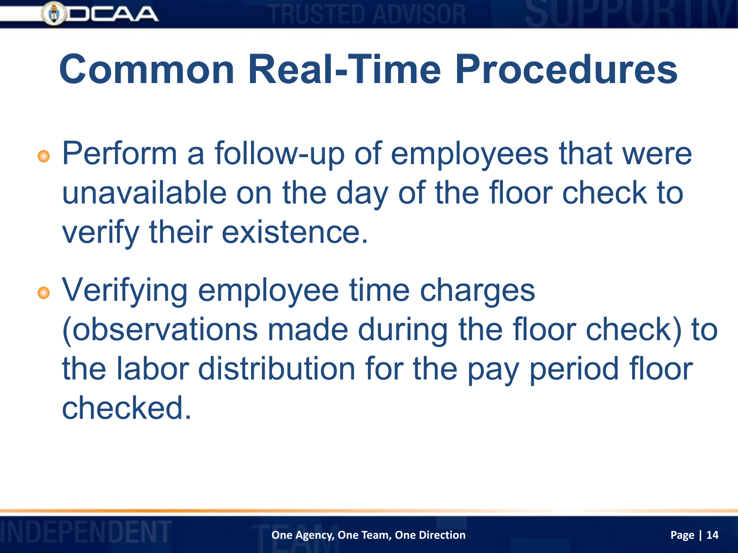# Common Real-Time Procedures

- Perform a follow-up of employees that were unavailable on the day of the floor check to verify their existence.
- Verifying employee time charges (observations made during the floor check) to the labor distribution for the pay period floor checked.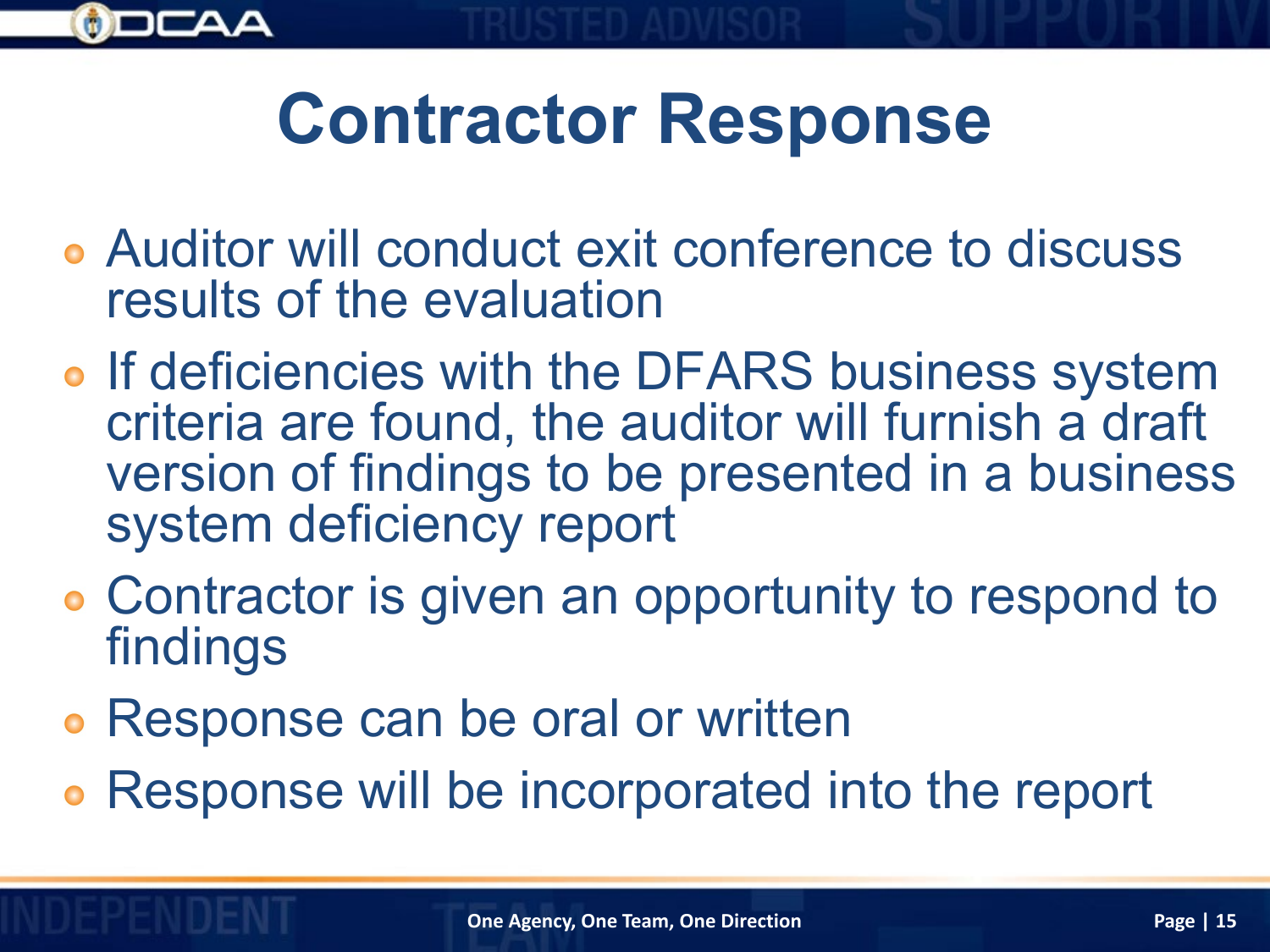# Contractor Response

- Auditor will conduct exit conference to discuss results of the evaluation
- If deficiencies with the DFARS business system criteria are found, the auditor will furnish a draft version of findings to be presented in a business system deficiency report
- Contractor is given an opportunity to respond to findings
- Response can be oral or written
- Response will be incorporated into the report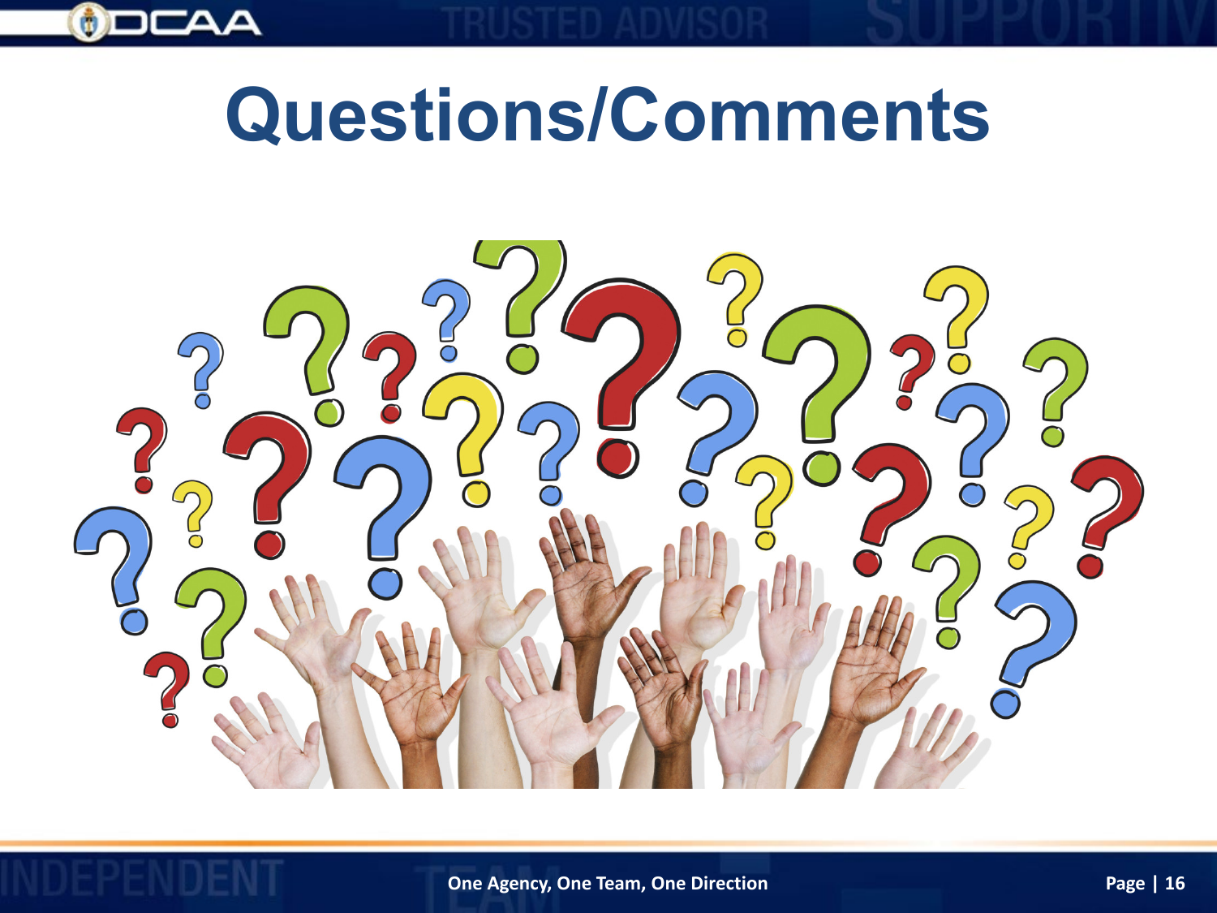# Questions/Comments